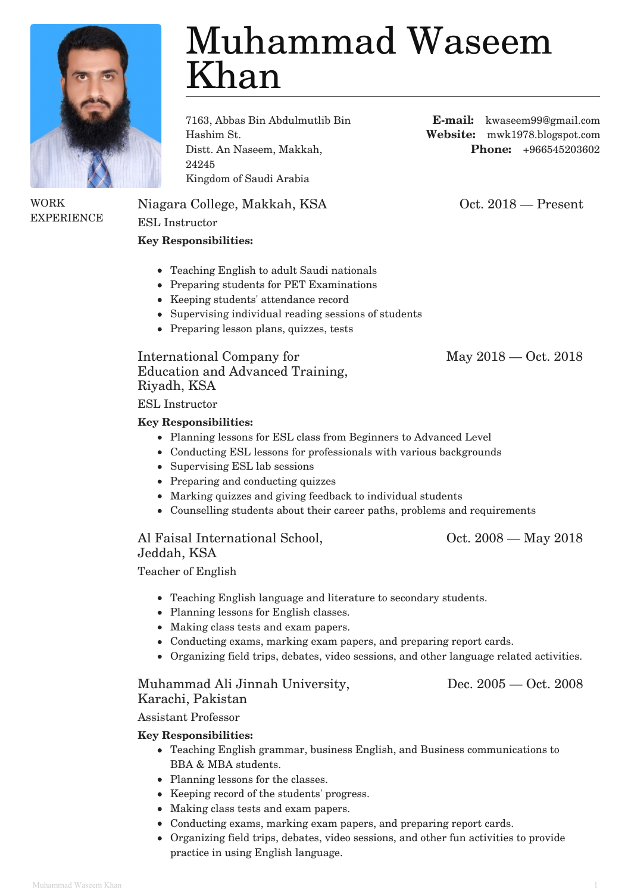# Muhammad Waseem Khan

7163, Abbas Bin Abdulmutlib Bin Hashim St.
Distt. An Naseem, Makkah, 24245
Kingdom of Saudi Arabia

**E-mail:** kwaseem99@gmail.com
**Website:** mwk1978.blogspot.com
**Phone:** +966545203602

## WORK EXPERIENCE

### Niagara College, Makkah, KSA — Oct. 2018 — Present

ESL Instructor

**Key Responsibilities:**

- Teaching English to adult Saudi nationals
- Preparing students for PET Examinations
- Keeping students' attendance record
- Supervising individual reading sessions of students
- Preparing lesson plans, quizzes, tests

### International Company for Education and Advanced Training, Riyadh, KSA — May 2018 — Oct. 2018

ESL Instructor

**Key Responsibilities:**

- Planning lessons for ESL class from Beginners to Advanced Level
- Conducting ESL lessons for professionals with various backgrounds
- Supervising ESL lab sessions
- Preparing and conducting quizzes
- Marking quizzes and giving feedback to individual students
- Counselling students about their career paths, problems and requirements

### Al Faisal International School, Jeddah, KSA — Oct. 2008 — May 2018

Teacher of English

- Teaching English language and literature to secondary students.
- Planning lessons for English classes.
- Making class tests and exam papers.
- Conducting exams, marking exam papers, and preparing report cards.
- Organizing field trips, debates, video sessions, and other language related activities.

### Muhammad Ali Jinnah University, Karachi, Pakistan — Dec. 2005 — Oct. 2008

Assistant Professor

**Key Responsibilities:**

- Teaching English grammar, business English, and Business communications to BBA & MBA students.
- Planning lessons for the classes.
- Keeping record of the students' progress.
- Making class tests and exam papers.
- Conducting exams, marking exam papers, and preparing report cards.
- Organizing field trips, debates, video sessions, and other fun activities to provide practice in using English language.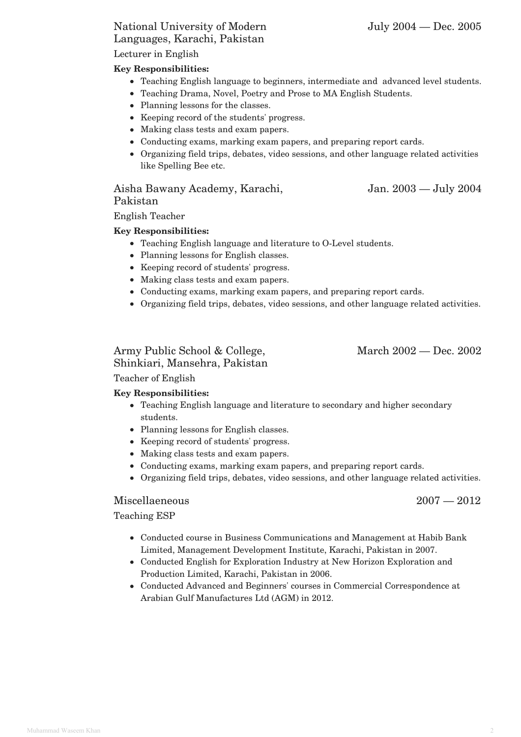### National University of Modern Languages, Karachi, Pakistan — July 2004 — Dec. 2005

Lecturer in English

**Key Responsibilities:**

- Teaching English language to beginners, intermediate and advanced level students.
- Teaching Drama, Novel, Poetry and Prose to MA English Students.
- Planning lessons for the classes.
- Keeping record of the students' progress.
- Making class tests and exam papers.
- Conducting exams, marking exam papers, and preparing report cards.
- Organizing field trips, debates, video sessions, and other language related activities like Spelling Bee etc.

### Aisha Bawany Academy, Karachi, Pakistan — Jan. 2003 — July 2004

English Teacher

**Key Responsibilities:**

- Teaching English language and literature to O-Level students.
- Planning lessons for English classes.
- Keeping record of students' progress.
- Making class tests and exam papers.
- Conducting exams, marking exam papers, and preparing report cards.
- Organizing field trips, debates, video sessions, and other language related activities.

### Army Public School & College, Shinkiari, Mansehra, Pakistan — March 2002 — Dec. 2002

Teacher of English

**Key Responsibilities:**

- Teaching English language and literature to secondary and higher secondary students.
- Planning lessons for English classes.
- Keeping record of students' progress.
- Making class tests and exam papers.
- Conducting exams, marking exam papers, and preparing report cards.
- Organizing field trips, debates, video sessions, and other language related activities.

### Miscellaeneous — 2007 — 2012

Teaching ESP

- Conducted course in Business Communications and Management at Habib Bank Limited, Management Development Institute, Karachi, Pakistan in 2007.
- Conducted English for Exploration Industry at New Horizon Exploration and Production Limited, Karachi, Pakistan in 2006.
- Conducted Advanced and Beginners' courses in Commercial Correspondence at Arabian Gulf Manufactures Ltd (AGM) in 2012.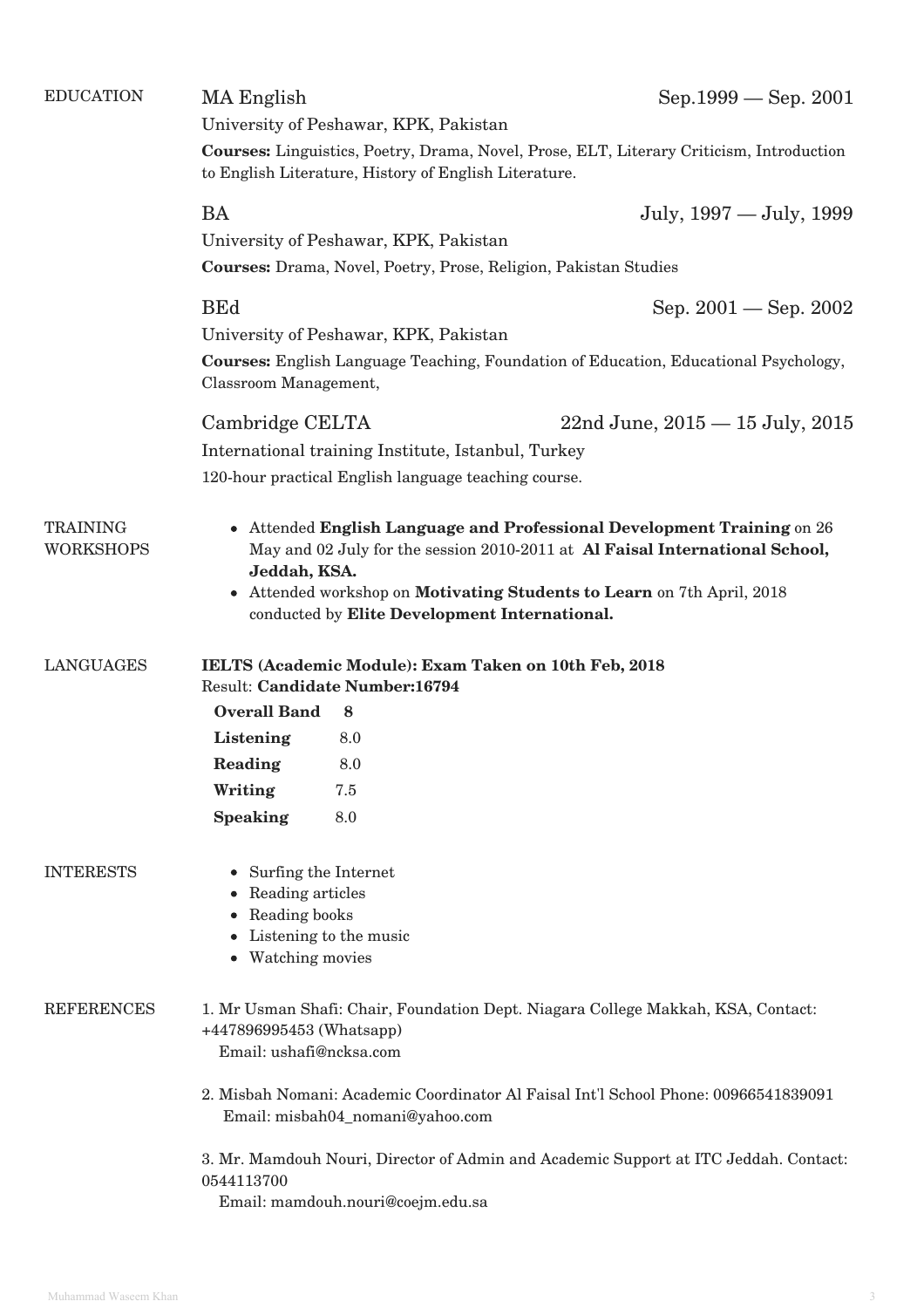## EDUCATION

### MA English — Sep.1999 — Sep. 2001

University of Peshawar, KPK, Pakistan

**Courses:** Linguistics, Poetry, Drama, Novel, Prose, ELT, Literary Criticism, Introduction to English Literature, History of English Literature.

### BA — July, 1997 — July, 1999

University of Peshawar, KPK, Pakistan

**Courses:** Drama, Novel, Poetry, Prose, Religion, Pakistan Studies

### BEd — Sep. 2001 — Sep. 2002

University of Peshawar, KPK, Pakistan

**Courses:** English Language Teaching, Foundation of Education, Educational Psychology, Classroom Management,

### Cambridge CELTA — 22nd June, 2015 — 15 July, 2015

International training Institute, Istanbul, Turkey

120-hour practical English language teaching course.

## TRAINING WORKSHOPS

- Attended **English Language and Professional Development Training** on 26 May and 02 July for the session 2010-2011 at **Al Faisal International School, Jeddah, KSA.**
- Attended workshop on **Motivating Students to Learn** on 7th April, 2018 conducted by **Elite Development International.**

## LANGUAGES

**IELTS (Academic Module): Exam Taken on 10th Feb, 2018**
Result: **Candidate Number:16794**

| | |
|---|---|
| **Overall Band** | **8** |
| **Listening** | 8.0 |
| **Reading** | 8.0 |
| **Writing** | 7.5 |
| **Speaking** | 8.0 |

## INTERESTS

- Surfing the Internet
- Reading articles
- Reading books
- Listening to the music
- Watching movies

## REFERENCES

1. Mr Usman Shafi: Chair, Foundation Dept. Niagara College Makkah, KSA, Contact: +447896995453 (Whatsapp)
   Email: ushafi@ncksa.com

2. Misbah Nomani: Academic Coordinator Al Faisal Int'l School Phone: 00966541839091
   Email: misbah04_nomani@yahoo.com

3. Mr. Mamdouh Nouri, Director of Admin and Academic Support at ITC Jeddah. Contact: 0544113700
   Email: mamdouh.nouri@coejm.edu.sa